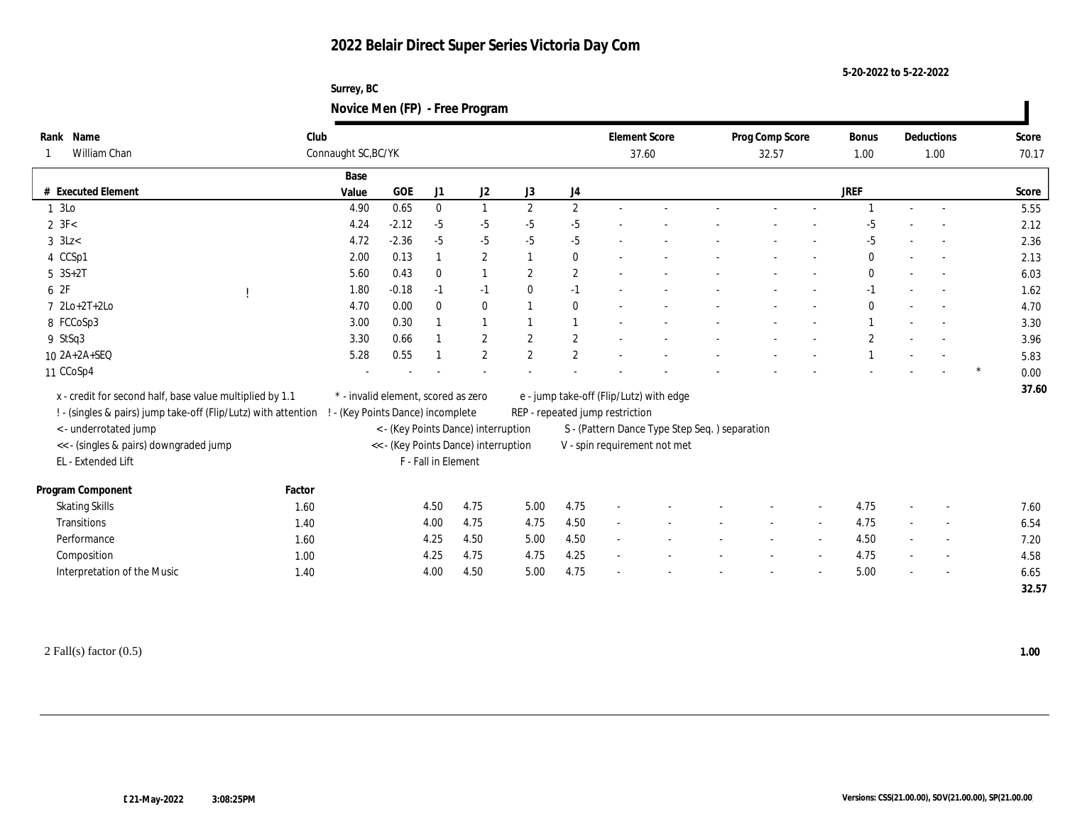# 2022 Belair Direct Super Series Victoria Day Com

5-20-2022 to 5-22-2022

Surrey, BC

## Novice Men (FP) - Free Program

| Rank | Name | Club | Element Score | Prog Comp Score | Bonus | Deductions | Score |
|---|---|---|---|---|---|---|---|
| 1 | William Chan | Connaught SC,BC/YK | 37.60 | 32.57 | 1.00 | 1.00 | 70.17 |

| # | Executed Element | | Base Value | GOE | J1 | J2 | J3 | J4 | | | | | | | JREF | | | | Score |
|---|---|---|---|---|---|---|---|---|---|---|---|---|---|---|---|---|---|---|---|
| 1 | 3Lo | | 4.90 | 0.65 | 0 | 1 | 2 | 2 | - | - | - | - | - | - | 1 | - | - | | 5.55 |
| 2 | 3F< | | 4.24 | -2.12 | -5 | -5 | -5 | -5 | - | - | - | - | - | - | -5 | - | - | | 2.12 |
| 3 | 3Lz< | | 4.72 | -2.36 | -5 | -5 | -5 | -5 | - | - | - | - | - | - | -5 | - | - | | 2.36 |
| 4 | CCSp1 | | 2.00 | 0.13 | 1 | 2 | 1 | 0 | - | - | - | - | - | - | 0 | - | - | | 2.13 |
| 5 | 3S+2T | | 5.60 | 0.43 | 0 | 1 | 2 | 2 | - | - | - | - | - | - | 0 | - | - | | 6.03 |
| 6 | 2F | ! | 1.80 | -0.18 | -1 | -1 | 0 | -1 | - | - | - | - | - | - | -1 | - | - | | 1.62 |
| 7 | 2Lo+2T+2Lo | | 4.70 | 0.00 | 0 | 0 | 1 | 0 | - | - | - | - | - | - | 0 | - | - | | 4.70 |
| 8 | FCCoSp3 | | 3.00 | 0.30 | 1 | 1 | 1 | 1 | - | - | - | - | - | - | 1 | - | - | | 3.30 |
| 9 | StSq3 | | 3.30 | 0.66 | 1 | 2 | 2 | 2 | - | - | - | - | - | - | 2 | - | - | | 3.96 |
| 10 | 2A+2A+SEQ | | 5.28 | 0.55 | 1 | 2 | 2 | 2 | - | - | - | - | - | - | 1 | - | - | | 5.83 |
| 11 | CCoSp4 | | - | - | - | - | - | - | - | - | - | - | - | - | - | - | - | * | 0.00 |
| | | | | | | | | | | | | | | | | | | | 37.60 |

x - credit for second half, base value multiplied by 1.1
! - (singles & pairs) jump take-off (Flip/Lutz) with attention
< - underrotated jump
<< - (singles & pairs) downgraded jump
EL - Extended Lift
* - invalid element, scored as zero
! - (Key Points Dance) incomplete
< - (Key Points Dance) interruption
<< - (Key Points Dance) interruption
F - Fall in Element
e - jump take-off (Flip/Lutz) with edge
REP - repeated jump restriction
S - (Pattern Dance Type Step Seq. ) separation
V - spin requirement not met

| Program Component | Factor | J1 | J2 | J3 | J4 | | | | | | | JREF | | | Score |
|---|---|---|---|---|---|---|---|---|---|---|---|---|---|---|---|
| Skating Skills | 1.60 | 4.50 | 4.75 | 5.00 | 4.75 | - | - | - | - | - | - | 4.75 | - | - | 7.60 |
| Transitions | 1.40 | 4.00 | 4.75 | 4.75 | 4.50 | - | - | - | - | - | - | 4.75 | - | - | 6.54 |
| Performance | 1.60 | 4.25 | 4.50 | 5.00 | 4.50 | - | - | - | - | - | - | 4.50 | - | - | 7.20 |
| Composition | 1.00 | 4.25 | 4.75 | 4.75 | 4.25 | - | - | - | - | - | - | 4.75 | - | - | 4.58 |
| Interpretation of the Music | 1.40 | 4.00 | 4.50 | 5.00 | 4.75 | - | - | - | - | - | - | 5.00 | - | - | 6.65 |
| | | | | | | | | | | | | | | | 32.57 |

2 Fall(s) factor (0.5) **1.00**

21-May-2022 3:08:25PM

Versions: CSS(21.00.00), SOV(21.00.00), SP(21.00.00)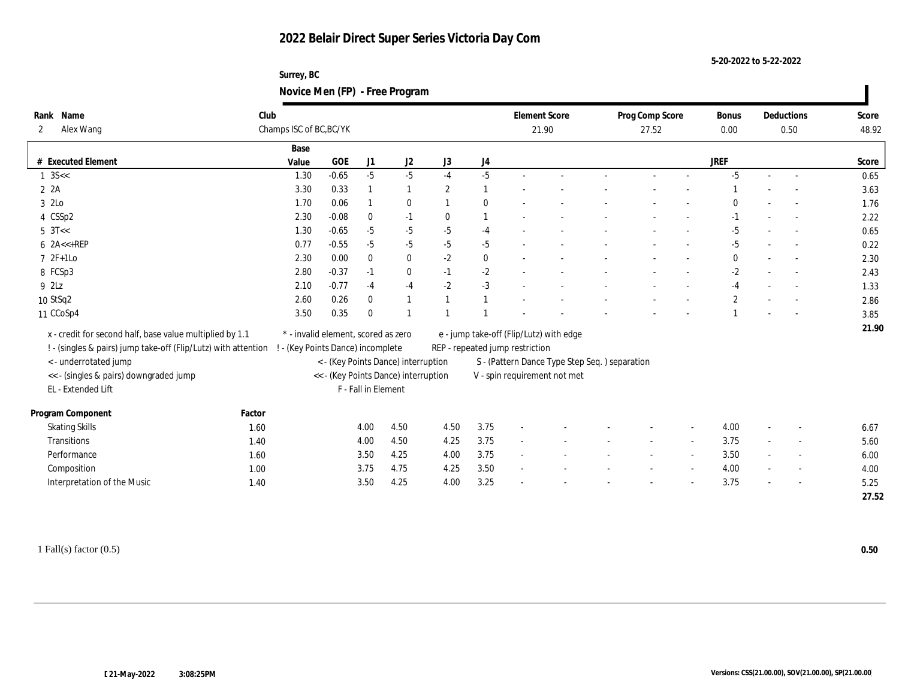# 2022 Belair Direct Super Series Victoria Day Com

5-20-2022 to 5-22-2022

Surrey, BC

## Novice Men (FP) - Free Program

| Rank | Name | Club | Element Score | Prog Comp Score | Bonus | Deductions | Score |
|---|---|---|---|---|---|---|---|
| 2 | Alex Wang | Champs ISC of BC,BC/YK | 21.90 | 27.52 | 0.00 | 0.50 | 48.92 |

| # | Executed Element | Base Value | GOE | J1 | J2 | J3 | J4 | | | | | | JREF | | | Score |
|---|---|---|---|---|---|---|---|---|---|---|---|---|---|---|---|---|
| 1 | 3S<< | 1.30 | -0.65 | -5 | -5 | -4 | -5 | - | - | - | - | - | -5 | - | - | 0.65 |
| 2 | 2A | 3.30 | 0.33 | 1 | 1 | 2 | 1 | - | - | - | - | - | 1 | - | - | 3.63 |
| 3 | 2Lo | 1.70 | 0.06 | 1 | 0 | 1 | 0 | - | - | - | - | - | 0 | - | - | 1.76 |
| 4 | CSSp2 | 2.30 | -0.08 | 0 | -1 | 0 | 1 | - | - | - | - | - | -1 | - | - | 2.22 |
| 5 | 3T<< | 1.30 | -0.65 | -5 | -5 | -5 | -4 | - | - | - | - | - | -5 | - | - | 0.65 |
| 6 | 2A<<+REP | 0.77 | -0.55 | -5 | -5 | -5 | -5 | - | - | - | - | - | -5 | - | - | 0.22 |
| 7 | 2F+1Lo | 2.30 | 0.00 | 0 | 0 | -2 | 0 | - | - | - | - | - | 0 | - | - | 2.30 |
| 8 | FCSp3 | 2.80 | -0.37 | -1 | 0 | -1 | -2 | - | - | - | - | - | -2 | - | - | 2.43 |
| 9 | 2Lz | 2.10 | -0.77 | -4 | -4 | -2 | -3 | - | - | - | - | - | -4 | - | - | 1.33 |
| 10 | StSq2 | 2.60 | 0.26 | 0 | 1 | 1 | 1 | - | - | - | - | - | 2 | - | - | 2.86 |
| 11 | CCoSp4 | 3.50 | 0.35 | 0 | 1 | 1 | 1 | - | - | - | - | - | 1 | - | - | 3.85 |
| | | | | | | | | | | | | | | | | 21.90 |

x - credit for second half, base value multiplied by 1.1
! - (singles & pairs) jump take-off (Flip/Lutz) with attention
< - underrotated jump
<< - (singles & pairs) downgraded jump
EL - Extended Lift
\* - invalid element, scored as zero
! - (Key Points Dance) incomplete
< - (Key Points Dance) interruption
<< - (Key Points Dance) interruption
F - Fall in Element
e - jump take-off (Flip/Lutz) with edge
REP - repeated jump restriction
S - (Pattern Dance Type Step Seq. ) separation
V - spin requirement not met

| Program Component | Factor | J1 | J2 | J3 | J4 | | | | | | JREF | | | Score |
|---|---|---|---|---|---|---|---|---|---|---|---|---|---|---|
| Skating Skills | 1.60 | 4.00 | 4.50 | 4.50 | 3.75 | - | - | - | - | - | 4.00 | - | - | 6.67 |
| Transitions | 1.40 | 4.00 | 4.50 | 4.25 | 3.75 | - | - | - | - | - | 3.75 | - | - | 5.60 |
| Performance | 1.60 | 3.50 | 4.25 | 4.00 | 3.75 | - | - | - | - | - | 3.50 | - | - | 6.00 |
| Composition | 1.00 | 3.75 | 4.75 | 4.25 | 3.50 | - | - | - | - | - | 4.00 | - | - | 4.00 |
| Interpretation of the Music | 1.40 | 3.50 | 4.25 | 4.00 | 3.25 | - | - | - | - | - | 3.75 | - | - | 5.25 |
| | | | | | | | | | | | | | | 27.52 |

1 Fall(s) factor (0.5) **0.50**

21-May-2022 3:08:25PM

Versions: CSS(21.00.00), SOV(21.00.00), SP(21.00.00)